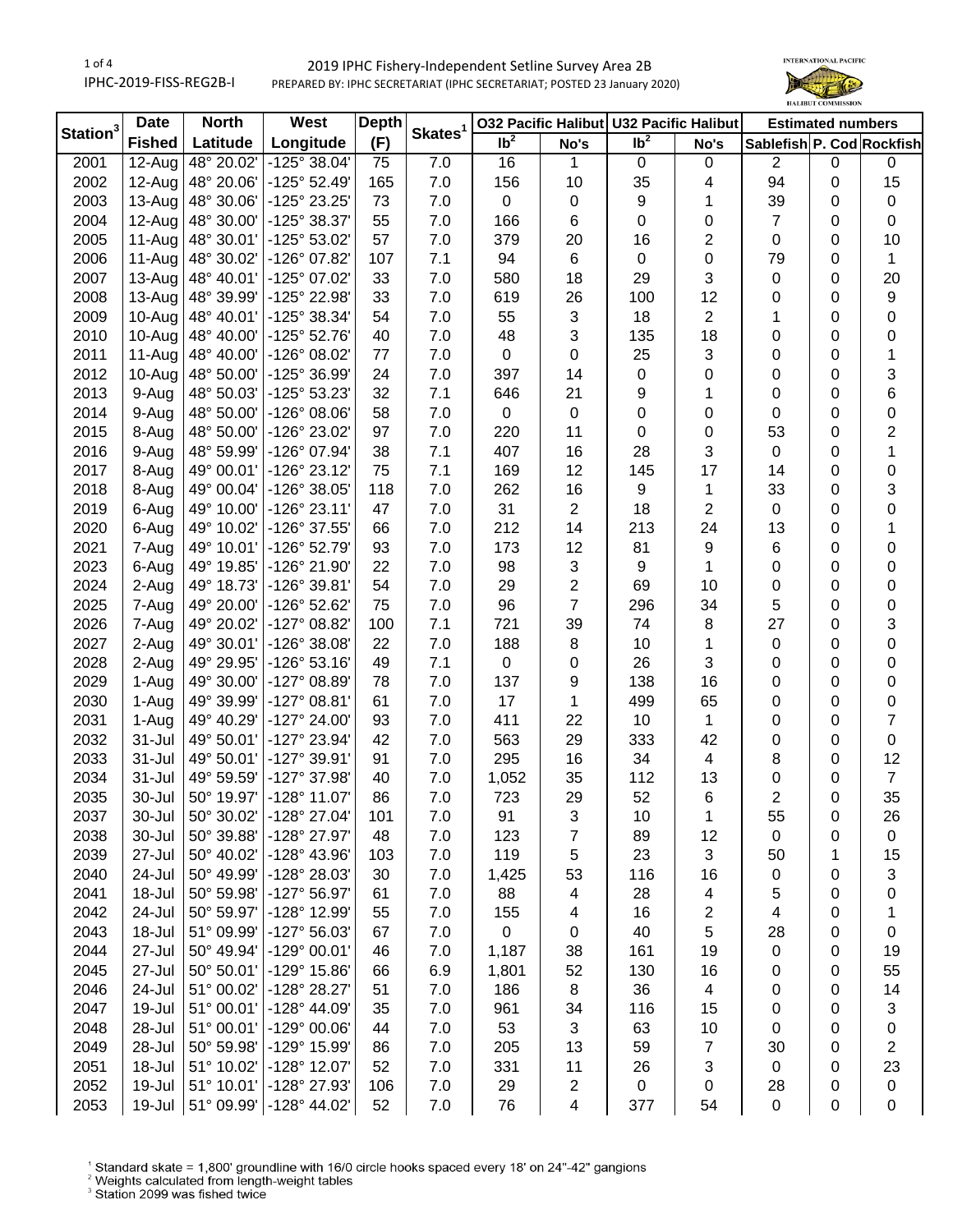2019 IPHC Fishery-Independent Setline Survey Area 2B

IPHC-2019-FISS-REG2B-I

PREPARED BY: IPHC SECRETARIAT (IPHC SECRETARIAT; POSTED 23 January 2020)

| Station[3] | Date | North | West | Depth | Skates[1] | O32 Pacific Halibut | | U32 Pacific Halibut | | Estimated numbers | | |
|---|---|---|---|---|---|---|---|---|---|---|---|---|
| | Fished | Latitude | Longitude | (F) | | lb[2] | No's | lb[2] | No's | Sablefish | P. Cod | Rockfish |
| 2001 | 12-Aug | 48° 20.02' | -125° 38.04' | 75 | 7.0 | 16 | 1 | 0 | 0 | 2 | 0 | 0 |
| 2002 | 12-Aug | 48° 20.06' | -125° 52.49' | 165 | 7.0 | 156 | 10 | 35 | 4 | 94 | 0 | 15 |
| 2003 | 13-Aug | 48° 30.06' | -125° 23.25' | 73 | 7.0 | 0 | 0 | 9 | 1 | 39 | 0 | 0 |
| 2004 | 12-Aug | 48° 30.00' | -125° 38.37' | 55 | 7.0 | 166 | 6 | 0 | 0 | 7 | 0 | 0 |
| 2005 | 11-Aug | 48° 30.01' | -125° 53.02' | 57 | 7.0 | 379 | 20 | 16 | 2 | 0 | 0 | 10 |
| 2006 | 11-Aug | 48° 30.02' | -126° 07.82' | 107 | 7.1 | 94 | 6 | 0 | 0 | 79 | 0 | 1 |
| 2007 | 13-Aug | 48° 40.01' | -125° 07.02' | 33 | 7.0 | 580 | 18 | 29 | 3 | 0 | 0 | 20 |
| 2008 | 13-Aug | 48° 39.99' | -125° 22.98' | 33 | 7.0 | 619 | 26 | 100 | 12 | 0 | 0 | 9 |
| 2009 | 10-Aug | 48° 40.01' | -125° 38.34' | 54 | 7.0 | 55 | 3 | 18 | 2 | 1 | 0 | 0 |
| 2010 | 10-Aug | 48° 40.00' | -125° 52.76' | 40 | 7.0 | 48 | 3 | 135 | 18 | 0 | 0 | 0 |
| 2011 | 11-Aug | 48° 40.00' | -126° 08.02' | 77 | 7.0 | 0 | 0 | 25 | 3 | 0 | 0 | 1 |
| 2012 | 10-Aug | 48° 50.00' | -125° 36.99' | 24 | 7.0 | 397 | 14 | 0 | 0 | 0 | 0 | 3 |
| 2013 | 9-Aug | 48° 50.03' | -125° 53.23' | 32 | 7.1 | 646 | 21 | 9 | 1 | 0 | 0 | 6 |
| 2014 | 9-Aug | 48° 50.00' | -126° 08.06' | 58 | 7.0 | 0 | 0 | 0 | 0 | 0 | 0 | 0 |
| 2015 | 8-Aug | 48° 50.00' | -126° 23.02' | 97 | 7.0 | 220 | 11 | 0 | 0 | 53 | 0 | 2 |
| 2016 | 9-Aug | 48° 59.99' | -126° 07.94' | 38 | 7.1 | 407 | 16 | 28 | 3 | 0 | 0 | 1 |
| 2017 | 8-Aug | 49° 00.01' | -126° 23.12' | 75 | 7.1 | 169 | 12 | 145 | 17 | 14 | 0 | 0 |
| 2018 | 8-Aug | 49° 00.04' | -126° 38.05' | 118 | 7.0 | 262 | 16 | 9 | 1 | 33 | 0 | 3 |
| 2019 | 6-Aug | 49° 10.00' | -126° 23.11' | 47 | 7.0 | 31 | 2 | 18 | 2 | 0 | 0 | 0 |
| 2020 | 6-Aug | 49° 10.02' | -126° 37.55' | 66 | 7.0 | 212 | 14 | 213 | 24 | 13 | 0 | 1 |
| 2021 | 7-Aug | 49° 10.01' | -126° 52.79' | 93 | 7.0 | 173 | 12 | 81 | 9 | 6 | 0 | 0 |
| 2023 | 6-Aug | 49° 19.85' | -126° 21.90' | 22 | 7.0 | 98 | 3 | 9 | 1 | 0 | 0 | 0 |
| 2024 | 2-Aug | 49° 18.73' | -126° 39.81' | 54 | 7.0 | 29 | 2 | 69 | 10 | 0 | 0 | 0 |
| 2025 | 7-Aug | 49° 20.00' | -126° 52.62' | 75 | 7.0 | 96 | 7 | 296 | 34 | 5 | 0 | 0 |
| 2026 | 7-Aug | 49° 20.02' | -127° 08.82' | 100 | 7.1 | 721 | 39 | 74 | 8 | 27 | 0 | 3 |
| 2027 | 2-Aug | 49° 30.01' | -126° 38.08' | 22 | 7.0 | 188 | 8 | 10 | 1 | 0 | 0 | 0 |
| 2028 | 2-Aug | 49° 29.95' | -126° 53.16' | 49 | 7.1 | 0 | 0 | 26 | 3 | 0 | 0 | 0 |
| 2029 | 1-Aug | 49° 30.00' | -127° 08.89' | 78 | 7.0 | 137 | 9 | 138 | 16 | 0 | 0 | 0 |
| 2030 | 1-Aug | 49° 39.99' | -127° 08.81' | 61 | 7.0 | 17 | 1 | 499 | 65 | 0 | 0 | 0 |
| 2031 | 1-Aug | 49° 40.29' | -127° 24.00' | 93 | 7.0 | 411 | 22 | 10 | 1 | 0 | 0 | 7 |
| 2032 | 31-Jul | 49° 50.01' | -127° 23.94' | 42 | 7.0 | 563 | 29 | 333 | 42 | 0 | 0 | 0 |
| 2033 | 31-Jul | 49° 50.01' | -127° 39.91' | 91 | 7.0 | 295 | 16 | 34 | 4 | 8 | 0 | 12 |
| 2034 | 31-Jul | 49° 59.59' | -127° 37.98' | 40 | 7.0 | 1,052 | 35 | 112 | 13 | 0 | 0 | 7 |
| 2035 | 30-Jul | 50° 19.97' | -128° 11.07' | 86 | 7.0 | 723 | 29 | 52 | 6 | 2 | 0 | 35 |
| 2037 | 30-Jul | 50° 30.02' | -128° 27.04' | 101 | 7.0 | 91 | 3 | 10 | 1 | 55 | 0 | 26 |
| 2038 | 30-Jul | 50° 39.88' | -128° 27.97' | 48 | 7.0 | 123 | 7 | 89 | 12 | 0 | 0 | 0 |
| 2039 | 27-Jul | 50° 40.02' | -128° 43.96' | 103 | 7.0 | 119 | 5 | 23 | 3 | 50 | 1 | 15 |
| 2040 | 24-Jul | 50° 49.99' | -128° 28.03' | 30 | 7.0 | 1,425 | 53 | 116 | 16 | 0 | 0 | 3 |
| 2041 | 18-Jul | 50° 59.98' | -127° 56.97' | 61 | 7.0 | 88 | 4 | 28 | 4 | 5 | 0 | 0 |
| 2042 | 24-Jul | 50° 59.97' | -128° 12.99' | 55 | 7.0 | 155 | 4 | 16 | 2 | 4 | 0 | 1 |
| 2043 | 18-Jul | 51° 09.99' | -127° 56.03' | 67 | 7.0 | 0 | 0 | 40 | 5 | 28 | 0 | 0 |
| 2044 | 27-Jul | 50° 49.94' | -129° 00.01' | 46 | 7.0 | 1,187 | 38 | 161 | 19 | 0 | 0 | 19 |
| 2045 | 27-Jul | 50° 50.01' | -129° 15.86' | 66 | 6.9 | 1,801 | 52 | 130 | 16 | 0 | 0 | 55 |
| 2046 | 24-Jul | 51° 00.02' | -128° 28.27' | 51 | 7.0 | 186 | 8 | 36 | 4 | 0 | 0 | 14 |
| 2047 | 19-Jul | 51° 00.01' | -128° 44.09' | 35 | 7.0 | 961 | 34 | 116 | 15 | 0 | 0 | 3 |
| 2048 | 28-Jul | 51° 00.01' | -129° 00.06' | 44 | 7.0 | 53 | 3 | 63 | 10 | 0 | 0 | 0 |
| 2049 | 28-Jul | 50° 59.98' | -129° 15.99' | 86 | 7.0 | 205 | 13 | 59 | 7 | 30 | 0 | 2 |
| 2051 | 18-Jul | 51° 10.02' | -128° 12.07' | 52 | 7.0 | 331 | 11 | 26 | 3 | 0 | 0 | 23 |
| 2052 | 19-Jul | 51° 10.01' | -128° 27.93' | 106 | 7.0 | 29 | 2 | 0 | 0 | 28 | 0 | 0 |
| 2053 | 19-Jul | 51° 09.99' | -128° 44.02' | 52 | 7.0 | 76 | 4 | 377 | 54 | 0 | 0 | 0 |

[1] Standard skate = 1,800' groundline with 16/0 circle hooks spaced every 18' on 24"-42" gangions
[2] Weights calculated from length-weight tables
[3] Station 2099 was fished twice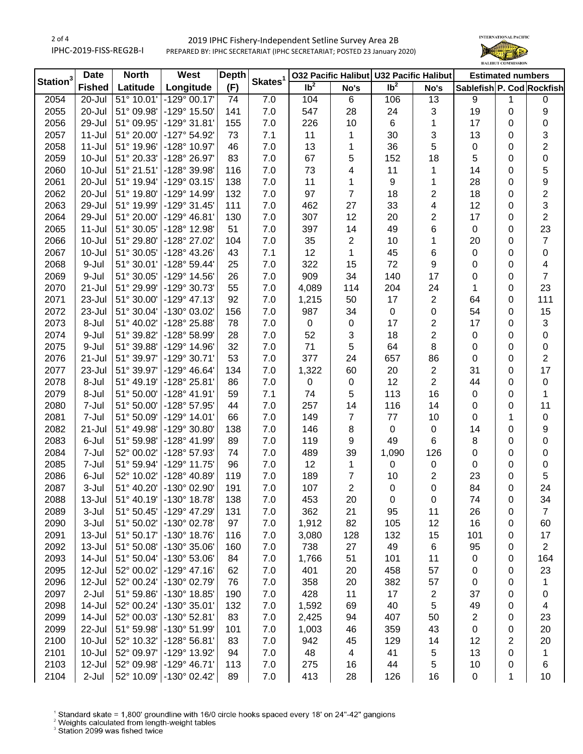2019 IPHC Fishery-Independent Setline Survey Area 2B

PREPARED BY: IPHC SECRETARIAT (IPHC SECRETARIAT; POSTED 23 January 2020)

| Station[3] | Date Fished | North Latitude | West Longitude | Depth (F) | Skates[1] | O32 Pacific Halibut | | U32 Pacific Halibut | | Estimated numbers | | |
|---|---|---|---|---|---|---|---|---|---|---|---|---|
| | | | | | | lb[2] | No's | lb[2] | No's | Sablefish | P. Cod | Rockfish |
| 2054 | 20-Jul | 51° 10.01' | -129° 00.17' | 74 | 7.0 | 104 | 6 | 106 | 13 | 9 | 1 | 0 |
| 2055 | 20-Jul | 51° 09.98' | -129° 15.50' | 141 | 7.0 | 547 | 28 | 24 | 3 | 19 | 0 | 9 |
| 2056 | 29-Jul | 51° 09.95' | -129° 31.81' | 155 | 7.0 | 226 | 10 | 6 | 1 | 17 | 0 | 0 |
| 2057 | 11-Jul | 51° 20.00' | -127° 54.92' | 73 | 7.1 | 11 | 1 | 30 | 3 | 13 | 0 | 3 |
| 2058 | 11-Jul | 51° 19.96' | -128° 10.97' | 46 | 7.0 | 13 | 1 | 36 | 5 | 0 | 0 | 2 |
| 2059 | 10-Jul | 51° 20.33' | -128° 26.97' | 83 | 7.0 | 67 | 5 | 152 | 18 | 5 | 0 | 0 |
| 2060 | 10-Jul | 51° 21.51' | -128° 39.98' | 116 | 7.0 | 73 | 4 | 11 | 1 | 14 | 0 | 5 |
| 2061 | 20-Jul | 51° 19.94' | -129° 03.15' | 138 | 7.0 | 11 | 1 | 9 | 1 | 28 | 0 | 9 |
| 2062 | 20-Jul | 51° 19.80' | -129° 14.99' | 132 | 7.0 | 97 | 7 | 18 | 2 | 18 | 0 | 2 |
| 2063 | 29-Jul | 51° 19.99' | -129° 31.45' | 111 | 7.0 | 462 | 27 | 33 | 4 | 12 | 0 | 3 |
| 2064 | 29-Jul | 51° 20.00' | -129° 46.81' | 130 | 7.0 | 307 | 12 | 20 | 2 | 17 | 0 | 2 |
| 2065 | 11-Jul | 51° 30.05' | -128° 12.98' | 51 | 7.0 | 397 | 14 | 49 | 6 | 0 | 0 | 23 |
| 2066 | 10-Jul | 51° 29.80' | -128° 27.02' | 104 | 7.0 | 35 | 2 | 10 | 1 | 20 | 0 | 7 |
| 2067 | 10-Jul | 51° 30.05' | -128° 43.26' | 43 | 7.1 | 12 | 1 | 45 | 6 | 0 | 0 | 0 |
| 2068 | 9-Jul | 51° 30.01' | -128° 59.44' | 25 | 7.0 | 322 | 15 | 72 | 9 | 0 | 0 | 4 |
| 2069 | 9-Jul | 51° 30.05' | -129° 14.56' | 26 | 7.0 | 909 | 34 | 140 | 17 | 0 | 0 | 7 |
| 2070 | 21-Jul | 51° 29.99' | -129° 30.73' | 55 | 7.0 | 4,089 | 114 | 204 | 24 | 1 | 0 | 23 |
| 2071 | 23-Jul | 51° 30.00' | -129° 47.13' | 92 | 7.0 | 1,215 | 50 | 17 | 2 | 64 | 0 | 111 |
| 2072 | 23-Jul | 51° 30.04' | -130° 03.02' | 156 | 7.0 | 987 | 34 | 0 | 0 | 54 | 0 | 15 |
| 2073 | 8-Jul | 51° 40.02' | -128° 25.88' | 78 | 7.0 | 0 | 0 | 17 | 2 | 17 | 0 | 3 |
| 2074 | 9-Jul | 51° 39.82' | -128° 58.99' | 28 | 7.0 | 52 | 3 | 18 | 2 | 0 | 0 | 0 |
| 2075 | 9-Jul | 51° 39.88' | -129° 14.96' | 32 | 7.0 | 71 | 5 | 64 | 8 | 0 | 0 | 0 |
| 2076 | 21-Jul | 51° 39.97' | -129° 30.71' | 53 | 7.0 | 377 | 24 | 657 | 86 | 0 | 0 | 2 |
| 2077 | 23-Jul | 51° 39.97' | -129° 46.64' | 134 | 7.0 | 1,322 | 60 | 20 | 2 | 31 | 0 | 17 |
| 2078 | 8-Jul | 51° 49.19' | -128° 25.81' | 86 | 7.0 | 0 | 0 | 12 | 2 | 44 | 0 | 0 |
| 2079 | 8-Jul | 51° 50.00' | -128° 41.91' | 59 | 7.1 | 74 | 5 | 113 | 16 | 0 | 0 | 1 |
| 2080 | 7-Jul | 51° 50.00' | -128° 57.95' | 44 | 7.0 | 257 | 14 | 116 | 14 | 0 | 0 | 11 |
| 2081 | 7-Jul | 51° 50.09' | -129° 14.01' | 66 | 7.0 | 149 | 7 | 77 | 10 | 0 | 1 | 0 |
| 2082 | 21-Jul | 51° 49.98' | -129° 30.80' | 138 | 7.0 | 146 | 8 | 0 | 0 | 14 | 0 | 9 |
| 2083 | 6-Jul | 51° 59.98' | -128° 41.99' | 89 | 7.0 | 119 | 9 | 49 | 6 | 8 | 0 | 0 |
| 2084 | 7-Jul | 52° 00.02' | -128° 57.93' | 74 | 7.0 | 489 | 39 | 1,090 | 126 | 0 | 0 | 0 |
| 2085 | 7-Jul | 51° 59.94' | -129° 11.75' | 96 | 7.0 | 12 | 1 | 0 | 0 | 0 | 0 | 0 |
| 2086 | 6-Jul | 52° 10.02' | -128° 40.89' | 119 | 7.0 | 189 | 7 | 10 | 2 | 23 | 0 | 5 |
| 2087 | 3-Jul | 51° 40.20' | -130° 02.90' | 191 | 7.0 | 107 | 2 | 0 | 0 | 84 | 0 | 24 |
| 2088 | 13-Jul | 51° 40.19' | -130° 18.78' | 138 | 7.0 | 453 | 20 | 0 | 0 | 74 | 0 | 34 |
| 2089 | 3-Jul | 51° 50.45' | -129° 47.29' | 131 | 7.0 | 362 | 21 | 95 | 11 | 26 | 0 | 7 |
| 2090 | 3-Jul | 51° 50.02' | -130° 02.78' | 97 | 7.0 | 1,912 | 82 | 105 | 12 | 16 | 0 | 60 |
| 2091 | 13-Jul | 51° 50.17' | -130° 18.76' | 116 | 7.0 | 3,080 | 128 | 132 | 15 | 101 | 0 | 17 |
| 2092 | 13-Jul | 51° 50.08' | -130° 35.06' | 160 | 7.0 | 738 | 27 | 49 | 6 | 95 | 0 | 2 |
| 2093 | 14-Jul | 51° 50.04' | -130° 53.06' | 84 | 7.0 | 1,766 | 51 | 101 | 11 | 0 | 0 | 164 |
| 2095 | 12-Jul | 52° 00.02' | -129° 47.16' | 62 | 7.0 | 401 | 20 | 458 | 57 | 0 | 0 | 23 |
| 2096 | 12-Jul | 52° 00.24' | -130° 02.79' | 76 | 7.0 | 358 | 20 | 382 | 57 | 0 | 0 | 1 |
| 2097 | 2-Jul | 51° 59.86' | -130° 18.85' | 190 | 7.0 | 428 | 11 | 17 | 2 | 37 | 0 | 0 |
| 2098 | 14-Jul | 52° 00.24' | -130° 35.01' | 132 | 7.0 | 1,592 | 69 | 40 | 5 | 49 | 0 | 4 |
| 2099 | 14-Jul | 52° 00.03' | -130° 52.81' | 83 | 7.0 | 2,425 | 94 | 407 | 50 | 2 | 0 | 23 |
| 2099 | 22-Jul | 51° 59.98' | -130° 51.99' | 101 | 7.0 | 1,003 | 46 | 359 | 43 | 0 | 0 | 20 |
| 2100 | 10-Jul | 52° 10.32' | -128° 56.81' | 83 | 7.0 | 942 | 45 | 129 | 14 | 12 | 2 | 20 |
| 2101 | 10-Jul | 52° 09.97' | -129° 13.92' | 94 | 7.0 | 48 | 4 | 41 | 5 | 13 | 0 | 1 |
| 2103 | 12-Jul | 52° 09.98' | -129° 46.71' | 113 | 7.0 | 275 | 16 | 44 | 5 | 10 | 0 | 6 |
| 2104 | 2-Jul | 52° 10.09' | -130° 02.42' | 89 | 7.0 | 413 | 28 | 126 | 16 | 0 | 1 | 10 |

[1] Standard skate = 1,800' groundline with 16/0 circle hooks spaced every 18' on 24"-42" gangions
[2] Weights calculated from length-weight tables
[3] Station 2099 was fished twice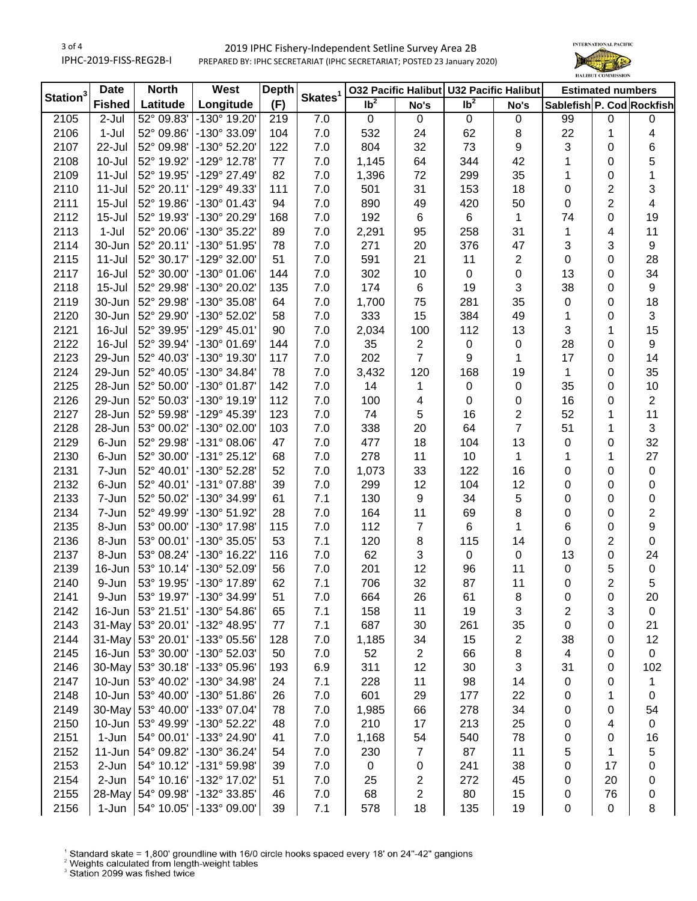2019 IPHC Fishery-Independent Setline Survey Area 2B

IPHC-2019-FISS-REG2B-I

PREPARED BY: IPHC SECRETARIAT (IPHC SECRETARIAT; POSTED 23 January 2020)

| Station[3] | Date | North | West | Depth | Skates[1] | O32 Pacific Halibut | | U32 Pacific Halibut | | Estimated numbers | | |
|---|---|---|---|---|---|---|---|---|---|---|---|---|
| | Fished | Latitude | Longitude | (F) | | lb[2] | No's | lb[2] | No's | Sablefish | P. Cod | Rockfish |
| 2105 | 2-Jul | 52° 09.83' | -130° 19.20' | 219 | 7.0 | 0 | 0 | 0 | 0 | 99 | 0 | 0 |
| 2106 | 1-Jul | 52° 09.86' | -130° 33.09' | 104 | 7.0 | 532 | 24 | 62 | 8 | 22 | 1 | 4 |
| 2107 | 22-Jul | 52° 09.98' | -130° 52.20' | 122 | 7.0 | 804 | 32 | 73 | 9 | 3 | 0 | 6 |
| 2108 | 10-Jul | 52° 19.92' | -129° 12.78' | 77 | 7.0 | 1,145 | 64 | 344 | 42 | 1 | 0 | 5 |
| 2109 | 11-Jul | 52° 19.95' | -129° 27.49' | 82 | 7.0 | 1,396 | 72 | 299 | 35 | 1 | 0 | 1 |
| 2110 | 11-Jul | 52° 20.11' | -129° 49.33' | 111 | 7.0 | 501 | 31 | 153 | 18 | 0 | 2 | 3 |
| 2111 | 15-Jul | 52° 19.86' | -130° 01.43' | 94 | 7.0 | 890 | 49 | 420 | 50 | 0 | 2 | 4 |
| 2112 | 15-Jul | 52° 19.93' | -130° 20.29' | 168 | 7.0 | 192 | 6 | 6 | 1 | 74 | 0 | 19 |
| 2113 | 1-Jul | 52° 20.06' | -130° 35.22' | 89 | 7.0 | 2,291 | 95 | 258 | 31 | 1 | 4 | 11 |
| 2114 | 30-Jun | 52° 20.11' | -130° 51.95' | 78 | 7.0 | 271 | 20 | 376 | 47 | 3 | 3 | 9 |
| 2115 | 11-Jul | 52° 30.17' | -129° 32.00' | 51 | 7.0 | 591 | 21 | 11 | 2 | 0 | 0 | 28 |
| 2117 | 16-Jul | 52° 30.00' | -130° 01.06' | 144 | 7.0 | 302 | 10 | 0 | 0 | 13 | 0 | 34 |
| 2118 | 15-Jul | 52° 29.98' | -130° 20.02' | 135 | 7.0 | 174 | 6 | 19 | 3 | 38 | 0 | 9 |
| 2119 | 30-Jun | 52° 29.98' | -130° 35.08' | 64 | 7.0 | 1,700 | 75 | 281 | 35 | 0 | 0 | 18 |
| 2120 | 30-Jun | 52° 29.90' | -130° 52.02' | 58 | 7.0 | 333 | 15 | 384 | 49 | 1 | 0 | 3 |
| 2121 | 16-Jul | 52° 39.95' | -129° 45.01' | 90 | 7.0 | 2,034 | 100 | 112 | 13 | 3 | 1 | 15 |
| 2122 | 16-Jul | 52° 39.94' | -130° 01.69' | 144 | 7.0 | 35 | 2 | 0 | 0 | 28 | 0 | 9 |
| 2123 | 29-Jun | 52° 40.03' | -130° 19.30' | 117 | 7.0 | 202 | 7 | 9 | 1 | 17 | 0 | 14 |
| 2124 | 29-Jun | 52° 40.05' | -130° 34.84' | 78 | 7.0 | 3,432 | 120 | 168 | 19 | 1 | 0 | 35 |
| 2125 | 28-Jun | 52° 50.00' | -130° 01.87' | 142 | 7.0 | 14 | 1 | 0 | 0 | 35 | 0 | 10 |
| 2126 | 29-Jun | 52° 50.03' | -130° 19.19' | 112 | 7.0 | 100 | 4 | 0 | 0 | 16 | 0 | 2 |
| 2127 | 28-Jun | 52° 59.98' | -129° 45.39' | 123 | 7.0 | 74 | 5 | 16 | 2 | 52 | 1 | 11 |
| 2128 | 28-Jun | 53° 00.02' | -130° 02.00' | 103 | 7.0 | 338 | 20 | 64 | 7 | 51 | 1 | 3 |
| 2129 | 6-Jun | 52° 29.98' | -131° 08.06' | 47 | 7.0 | 477 | 18 | 104 | 13 | 0 | 0 | 32 |
| 2130 | 6-Jun | 52° 30.00' | -131° 25.12' | 68 | 7.0 | 278 | 11 | 10 | 1 | 1 | 1 | 27 |
| 2131 | 7-Jun | 52° 40.01' | -130° 52.28' | 52 | 7.0 | 1,073 | 33 | 122 | 16 | 0 | 0 | 0 |
| 2132 | 6-Jun | 52° 40.01' | -131° 07.88' | 39 | 7.0 | 299 | 12 | 104 | 12 | 0 | 0 | 0 |
| 2133 | 7-Jun | 52° 50.02' | -130° 34.99' | 61 | 7.1 | 130 | 9 | 34 | 5 | 0 | 0 | 0 |
| 2134 | 7-Jun | 52° 49.99' | -130° 51.92' | 28 | 7.0 | 164 | 11 | 69 | 8 | 0 | 0 | 2 |
| 2135 | 8-Jun | 53° 00.00' | -130° 17.98' | 115 | 7.0 | 112 | 7 | 6 | 1 | 6 | 0 | 9 |
| 2136 | 8-Jun | 53° 00.01' | -130° 35.05' | 53 | 7.1 | 120 | 8 | 115 | 14 | 0 | 2 | 0 |
| 2137 | 8-Jun | 53° 08.24' | -130° 16.22' | 116 | 7.0 | 62 | 3 | 0 | 0 | 13 | 0 | 24 |
| 2139 | 16-Jun | 53° 10.14' | -130° 52.09' | 56 | 7.0 | 201 | 12 | 96 | 11 | 0 | 5 | 0 |
| 2140 | 9-Jun | 53° 19.95' | -130° 17.89' | 62 | 7.1 | 706 | 32 | 87 | 11 | 0 | 2 | 5 |
| 2141 | 9-Jun | 53° 19.97' | -130° 34.99' | 51 | 7.0 | 664 | 26 | 61 | 8 | 0 | 0 | 20 |
| 2142 | 16-Jun | 53° 21.51' | -130° 54.86' | 65 | 7.1 | 158 | 11 | 19 | 3 | 2 | 3 | 0 |
| 2143 | 31-May | 53° 20.01' | -132° 48.95' | 77 | 7.1 | 687 | 30 | 261 | 35 | 0 | 0 | 21 |
| 2144 | 31-May | 53° 20.01' | -133° 05.56' | 128 | 7.0 | 1,185 | 34 | 15 | 2 | 38 | 0 | 12 |
| 2145 | 16-Jun | 53° 30.00' | -130° 52.03' | 50 | 7.0 | 52 | 2 | 66 | 8 | 4 | 0 | 0 |
| 2146 | 30-May | 53° 30.18' | -133° 05.96' | 193 | 6.9 | 311 | 12 | 30 | 3 | 31 | 0 | 102 |
| 2147 | 10-Jun | 53° 40.02' | -130° 34.98' | 24 | 7.1 | 228 | 11 | 98 | 14 | 0 | 0 | 1 |
| 2148 | 10-Jun | 53° 40.00' | -130° 51.86' | 26 | 7.0 | 601 | 29 | 177 | 22 | 0 | 1 | 0 |
| 2149 | 30-May | 53° 40.00' | -133° 07.04' | 78 | 7.0 | 1,985 | 66 | 278 | 34 | 0 | 0 | 54 |
| 2150 | 10-Jun | 53° 49.99' | -130° 52.22' | 48 | 7.0 | 210 | 17 | 213 | 25 | 0 | 4 | 0 |
| 2151 | 1-Jun | 54° 00.01' | -133° 24.90' | 41 | 7.0 | 1,168 | 54 | 540 | 78 | 0 | 0 | 16 |
| 2152 | 11-Jun | 54° 09.82' | -130° 36.24' | 54 | 7.0 | 230 | 7 | 87 | 11 | 5 | 1 | 5 |
| 2153 | 2-Jun | 54° 10.12' | -131° 59.98' | 39 | 7.0 | 0 | 0 | 241 | 38 | 0 | 17 | 0 |
| 2154 | 2-Jun | 54° 10.16' | -132° 17.02' | 51 | 7.0 | 25 | 2 | 272 | 45 | 0 | 20 | 0 |
| 2155 | 28-May | 54° 09.98' | -132° 33.85' | 46 | 7.0 | 68 | 2 | 80 | 15 | 0 | 76 | 0 |
| 2156 | 1-Jun | 54° 10.05' | -133° 09.00' | 39 | 7.1 | 578 | 18 | 135 | 19 | 0 | 0 | 8 |

[1] Standard skate = 1,800' groundline with 16/0 circle hooks spaced every 18' on 24"-42" gangions
[2] Weights calculated from length-weight tables
[3] Station 2099 was fished twice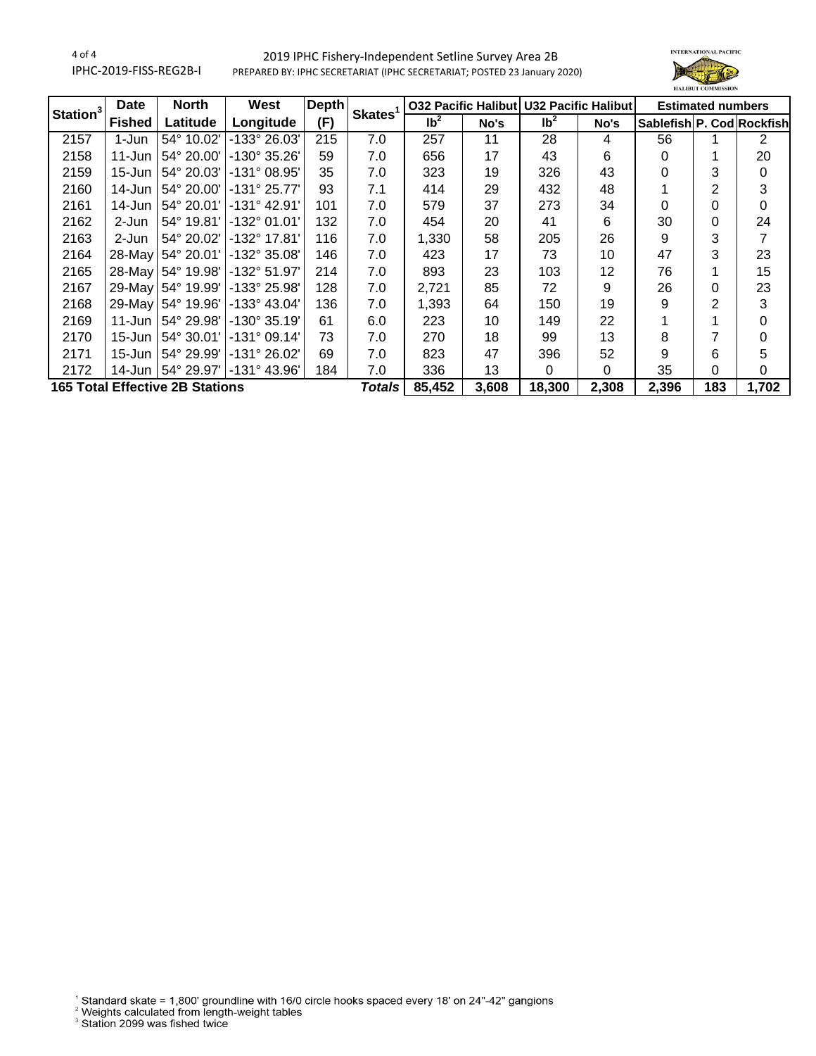| Station[3] | Date Fished | North Latitude | West Longitude | Depth (F) | Skates[1] | O32 Pacific Halibut | | U32 Pacific Halibut | | Estimated numbers | | |
|---|---|---|---|---|---|---|---|---|---|---|---|---|
| | | | | | | lb[2] | No's | lb[2] | No's | Sablefish | P. Cod | Rockfish |
| 2157 | 1-Jun | 54° 10.02' | -133° 26.03' | 215 | 7.0 | 257 | 11 | 28 | 4 | 56 | 1 | 2 |
| 2158 | 11-Jun | 54° 20.00' | -130° 35.26' | 59 | 7.0 | 656 | 17 | 43 | 6 | 0 | 1 | 20 |
| 2159 | 15-Jun | 54° 20.03' | -131° 08.95' | 35 | 7.0 | 323 | 19 | 326 | 43 | 0 | 3 | 0 |
| 2160 | 14-Jun | 54° 20.00' | -131° 25.77' | 93 | 7.1 | 414 | 29 | 432 | 48 | 1 | 2 | 3 |
| 2161 | 14-Jun | 54° 20.01' | -131° 42.91' | 101 | 7.0 | 579 | 37 | 273 | 34 | 0 | 0 | 0 |
| 2162 | 2-Jun | 54° 19.81' | -132° 01.01' | 132 | 7.0 | 454 | 20 | 41 | 6 | 30 | 0 | 24 |
| 2163 | 2-Jun | 54° 20.02' | -132° 17.81' | 116 | 7.0 | 1,330 | 58 | 205 | 26 | 9 | 3 | 7 |
| 2164 | 28-May | 54° 20.01' | -132° 35.08' | 146 | 7.0 | 423 | 17 | 73 | 10 | 47 | 3 | 23 |
| 2165 | 28-May | 54° 19.98' | -132° 51.97' | 214 | 7.0 | 893 | 23 | 103 | 12 | 76 | 1 | 15 |
| 2167 | 29-May | 54° 19.99' | -133° 25.98' | 128 | 7.0 | 2,721 | 85 | 72 | 9 | 26 | 0 | 23 |
| 2168 | 29-May | 54° 19.96' | -133° 43.04' | 136 | 7.0 | 1,393 | 64 | 150 | 19 | 9 | 2 | 3 |
| 2169 | 11-Jun | 54° 29.98' | -130° 35.19' | 61 | 6.0 | 223 | 10 | 149 | 22 | 1 | 1 | 0 |
| 2170 | 15-Jun | 54° 30.01' | -131° 09.14' | 73 | 7.0 | 270 | 18 | 99 | 13 | 8 | 7 | 0 |
| 2171 | 15-Jun | 54° 29.99' | -131° 26.02' | 69 | 7.0 | 823 | 47 | 396 | 52 | 9 | 6 | 5 |
| 2172 | 14-Jun | 54° 29.97' | -131° 43.96' | 184 | 7.0 | 336 | 13 | 0 | 0 | 35 | 0 | 0 |
| **165 Total Effective 2B Stations** | | | | | ***Totals*** | **85,452** | **3,608** | **18,300** | **2,308** | **2,396** | **183** | **1,702** |

[1] Standard skate = 1,800' groundline with 16/0 circle hooks spaced every 18' on 24"-42" gangions
[2] Weights calculated from length-weight tables
[3] Station 2099 was fished twice